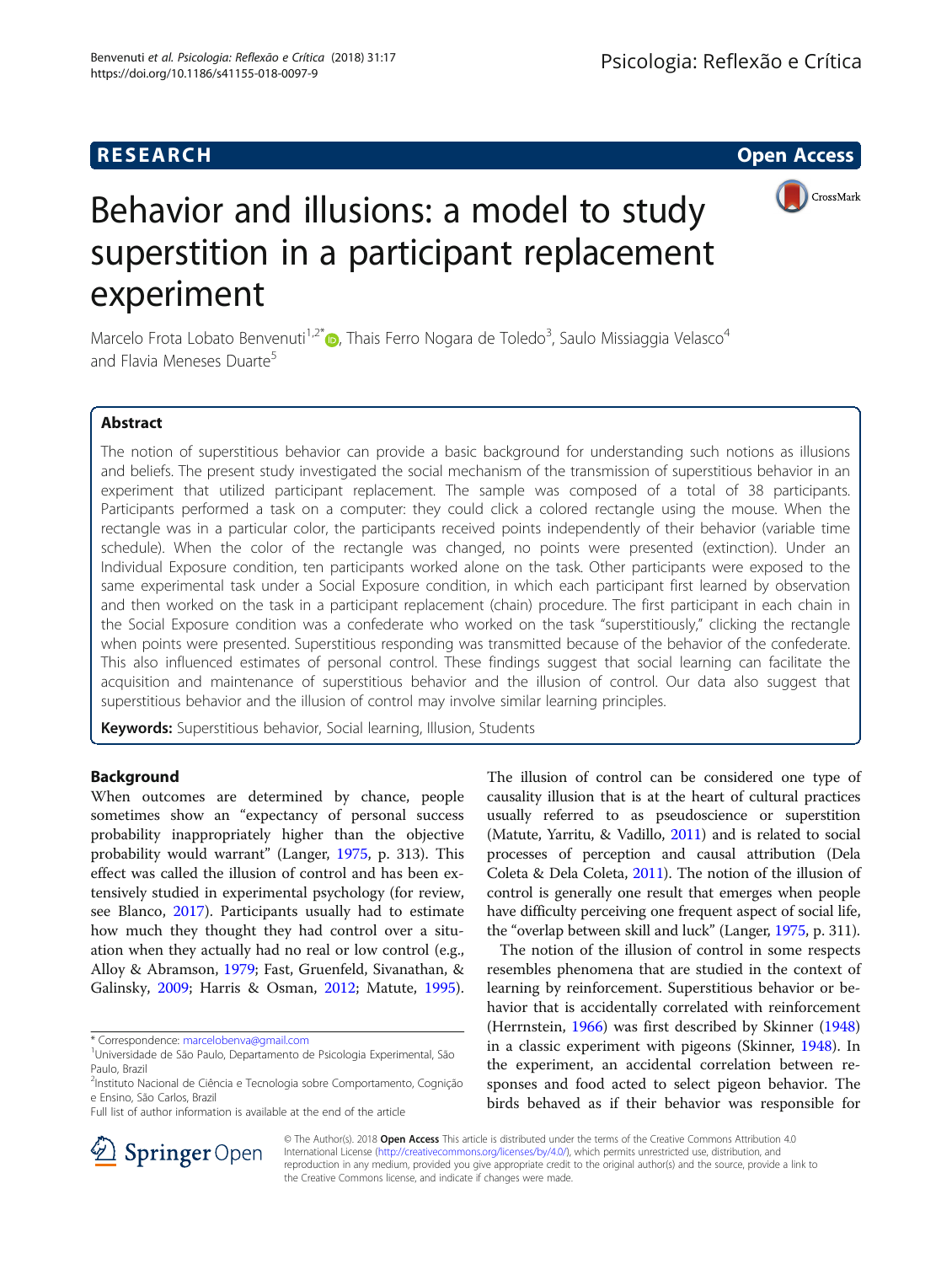RESEARCH Open Access

# Behavior and illusions: a model to study superstition in a participant replacement experiment

Marcelo Frota Lobato Benvenuti[1,2*], Thais Ferro Nogara de Toledo[3], Saulo Missiaggia Velasco[4] and Flavia Meneses Duarte[5]

## Abstract

The notion of superstitious behavior can provide a basic background for understanding such notions as illusions and beliefs. The present study investigated the social mechanism of the transmission of superstitious behavior in an experiment that utilized participant replacement. The sample was composed of a total of 38 participants. Participants performed a task on a computer: they could click a colored rectangle using the mouse. When the rectangle was in a particular color, the participants received points independently of their behavior (variable time schedule). When the color of the rectangle was changed, no points were presented (extinction). Under an Individual Exposure condition, ten participants worked alone on the task. Other participants were exposed to the same experimental task under a Social Exposure condition, in which each participant first learned by observation and then worked on the task in a participant replacement (chain) procedure. The first participant in each chain in the Social Exposure condition was a confederate who worked on the task "superstitiously," clicking the rectangle when points were presented. Superstitious responding was transmitted because of the behavior of the confederate. This also influenced estimates of personal control. These findings suggest that social learning can facilitate the acquisition and maintenance of superstitious behavior and the illusion of control. Our data also suggest that superstitious behavior and the illusion of control may involve similar learning principles.

**Keywords:** Superstitious behavior, Social learning, Illusion, Students

## Background

When outcomes are determined by chance, people sometimes show an "expectancy of personal success probability inappropriately higher than the objective probability would warrant" (Langer, 1975, p. 313). This effect was called the illusion of control and has been extensively studied in experimental psychology (for review, see Blanco, 2017). Participants usually had to estimate how much they thought they had control over a situation when they actually had no real or low control (e.g., Alloy & Abramson, 1979; Fast, Gruenfeld, Sivanathan, & Galinsky, 2009; Harris & Osman, 2012; Matute, 1995). The illusion of control can be considered one type of causality illusion that is at the heart of cultural practices usually referred to as pseudoscience or superstition (Matute, Yarritu, & Vadillo, 2011) and is related to social processes of perception and causal attribution (Dela Coleta & Dela Coleta, 2011). The notion of the illusion of control is generally one result that emerges when people have difficulty perceiving one frequent aspect of social life, the "overlap between skill and luck" (Langer, 1975, p. 311).

The notion of the illusion of control in some respects resembles phenomena that are studied in the context of learning by reinforcement. Superstitious behavior or behavior that is accidentally correlated with reinforcement (Herrnstein, 1966) was first described by Skinner (1948) in a classic experiment with pigeons (Skinner, 1948). In the experiment, an accidental correlation between responses and food acted to select pigeon behavior. The birds behaved as if their behavior was responsible for

* Correspondence: marcelobenva@gmail.com
[1]Universidade de São Paulo, Departamento de Psicologia Experimental, São Paulo, Brazil
[2]Instituto Nacional de Ciência e Tecnologia sobre Comportamento, Cognição e Ensino, São Carlos, Brazil
Full list of author information is available at the end of the article

© The Author(s). 2018 **Open Access** This article is distributed under the terms of the Creative Commons Attribution 4.0 International License (http://creativecommons.org/licenses/by/4.0/), which permits unrestricted use, distribution, and reproduction in any medium, provided you give appropriate credit to the original author(s) and the source, provide a link to the Creative Commons license, and indicate if changes were made.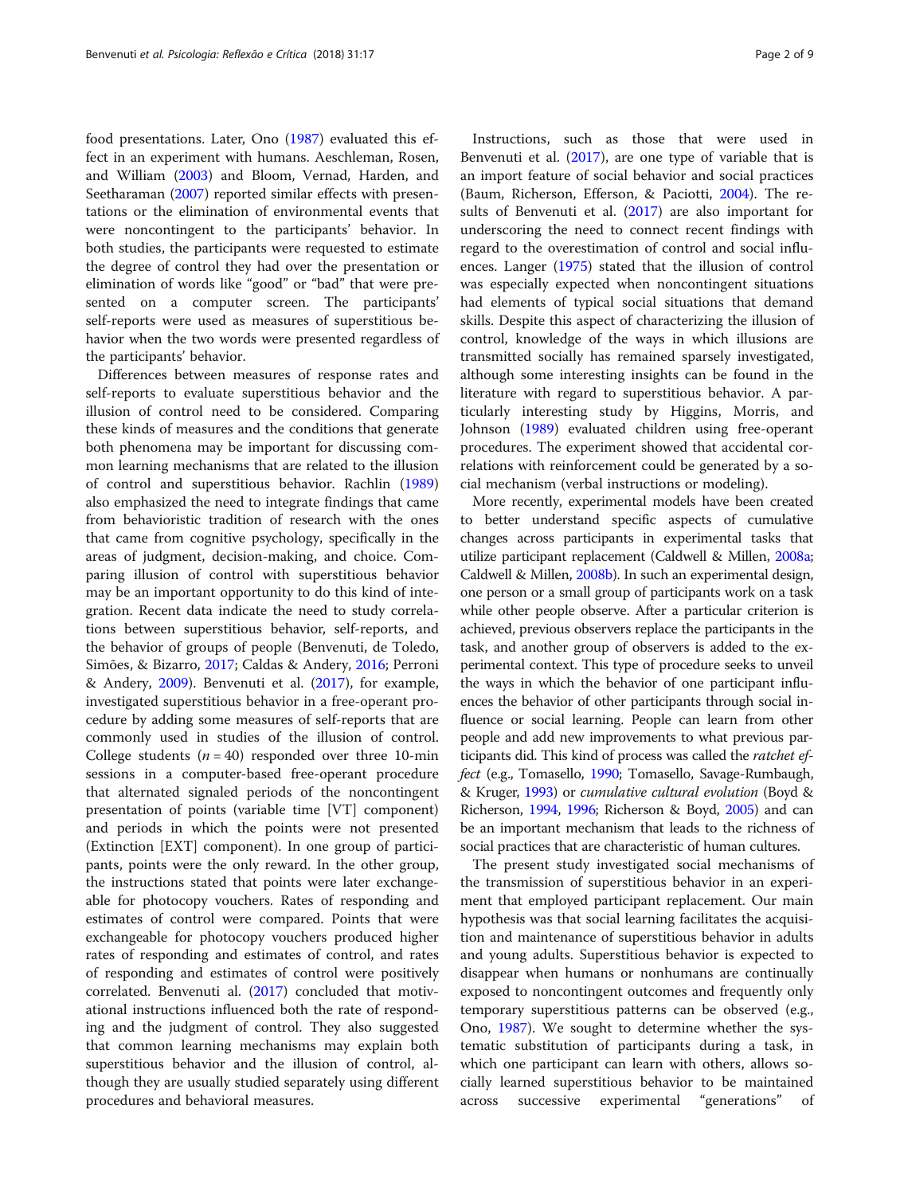food presentations. Later, Ono (1987) evaluated this effect in an experiment with humans. Aeschleman, Rosen, and William (2003) and Bloom, Vernad, Harden, and Seetharaman (2007) reported similar effects with presentations or the elimination of environmental events that were noncontingent to the participants' behavior. In both studies, the participants were requested to estimate the degree of control they had over the presentation or elimination of words like "good" or "bad" that were presented on a computer screen. The participants' self-reports were used as measures of superstitious behavior when the two words were presented regardless of the participants' behavior.

Differences between measures of response rates and self-reports to evaluate superstitious behavior and the illusion of control need to be considered. Comparing these kinds of measures and the conditions that generate both phenomena may be important for discussing common learning mechanisms that are related to the illusion of control and superstitious behavior. Rachlin (1989) also emphasized the need to integrate findings that came from behavioristic tradition of research with the ones that came from cognitive psychology, specifically in the areas of judgment, decision-making, and choice. Comparing illusion of control with superstitious behavior may be an important opportunity to do this kind of integration. Recent data indicate the need to study correlations between superstitious behavior, self-reports, and the behavior of groups of people (Benvenuti, de Toledo, Simões, & Bizarro, 2017; Caldas & Andery, 2016; Perroni & Andery, 2009). Benvenuti et al. (2017), for example, investigated superstitious behavior in a free-operant procedure by adding some measures of self-reports that are commonly used in studies of the illusion of control. College students ($n = 40$) responded over three 10-min sessions in a computer-based free-operant procedure that alternated signaled periods of the noncontingent presentation of points (variable time [VT] component) and periods in which the points were not presented (Extinction [EXT] component). In one group of participants, points were the only reward. In the other group, the instructions stated that points were later exchangeable for photocopy vouchers. Rates of responding and estimates of control were compared. Points that were exchangeable for photocopy vouchers produced higher rates of responding and estimates of control, and rates of responding and estimates of control were positively correlated. Benvenuti al. (2017) concluded that motivational instructions influenced both the rate of responding and the judgment of control. They also suggested that common learning mechanisms may explain both superstitious behavior and the illusion of control, although they are usually studied separately using different procedures and behavioral measures.

Instructions, such as those that were used in Benvenuti et al. (2017), are one type of variable that is an import feature of social behavior and social practices (Baum, Richerson, Efferson, & Paciotti, 2004). The results of Benvenuti et al. (2017) are also important for underscoring the need to connect recent findings with regard to the overestimation of control and social influences. Langer (1975) stated that the illusion of control was especially expected when noncontingent situations had elements of typical social situations that demand skills. Despite this aspect of characterizing the illusion of control, knowledge of the ways in which illusions are transmitted socially has remained sparsely investigated, although some interesting insights can be found in the literature with regard to superstitious behavior. A particularly interesting study by Higgins, Morris, and Johnson (1989) evaluated children using free-operant procedures. The experiment showed that accidental correlations with reinforcement could be generated by a social mechanism (verbal instructions or modeling).

More recently, experimental models have been created to better understand specific aspects of cumulative changes across participants in experimental tasks that utilize participant replacement (Caldwell & Millen, 2008a; Caldwell & Millen, 2008b). In such an experimental design, one person or a small group of participants work on a task while other people observe. After a particular criterion is achieved, previous observers replace the participants in the task, and another group of observers is added to the experimental context. This type of procedure seeks to unveil the ways in which the behavior of one participant influences the behavior of other participants through social influence or social learning. People can learn from other people and add new improvements to what previous participants did. This kind of process was called the *ratchet effect* (e.g., Tomasello, 1990; Tomasello, Savage-Rumbaugh, & Kruger, 1993) or *cumulative cultural evolution* (Boyd & Richerson, 1994, 1996; Richerson & Boyd, 2005) and can be an important mechanism that leads to the richness of social practices that are characteristic of human cultures.

The present study investigated social mechanisms of the transmission of superstitious behavior in an experiment that employed participant replacement. Our main hypothesis was that social learning facilitates the acquisition and maintenance of superstitious behavior in adults and young adults. Superstitious behavior is expected to disappear when humans or nonhumans are continually exposed to noncontingent outcomes and frequently only temporary superstitious patterns can be observed (e.g., Ono, 1987). We sought to determine whether the systematic substitution of participants during a task, in which one participant can learn with others, allows socially learned superstitious behavior to be maintained across successive experimental "generations" of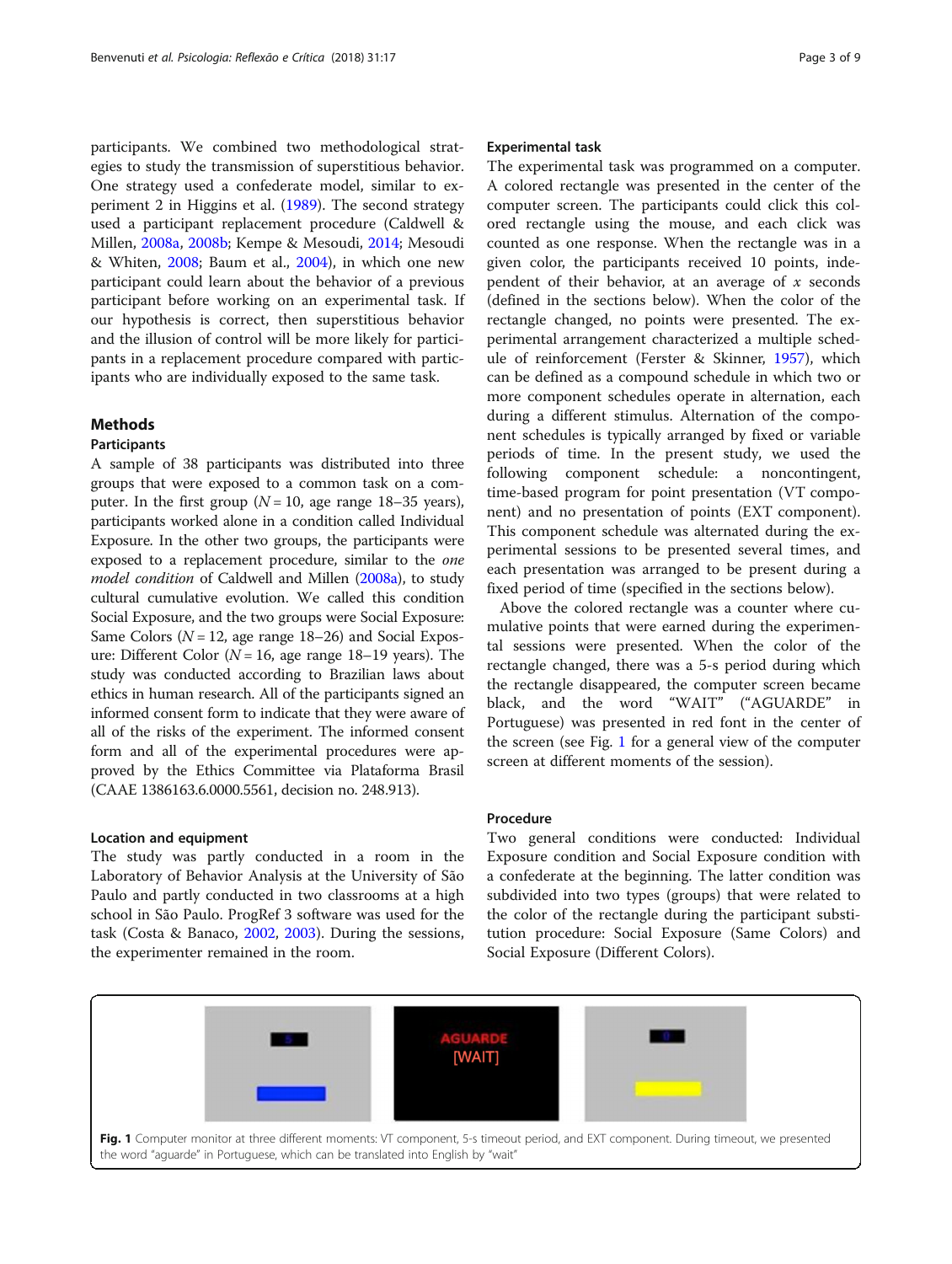participants. We combined two methodological strategies to study the transmission of superstitious behavior. One strategy used a confederate model, similar to experiment 2 in Higgins et al. (1989). The second strategy used a participant replacement procedure (Caldwell & Millen, 2008a, 2008b; Kempe & Mesoudi, 2014; Mesoudi & Whiten, 2008; Baum et al., 2004), in which one new participant could learn about the behavior of a previous participant before working on an experimental task. If our hypothesis is correct, then superstitious behavior and the illusion of control will be more likely for participants in a replacement procedure compared with participants who are individually exposed to the same task.

## Methods

### Participants

A sample of 38 participants was distributed into three groups that were exposed to a common task on a computer. In the first group ($N = 10$, age range 18–35 years), participants worked alone in a condition called Individual Exposure. In the other two groups, the participants were exposed to a replacement procedure, similar to the *one model condition* of Caldwell and Millen (2008a), to study cultural cumulative evolution. We called this condition Social Exposure, and the two groups were Social Exposure: Same Colors ($N = 12$, age range 18–26) and Social Exposure: Different Color ($N = 16$, age range 18–19 years). The study was conducted according to Brazilian laws about ethics in human research. All of the participants signed an informed consent form to indicate that they were aware of all of the risks of the experiment. The informed consent form and all of the experimental procedures were approved by the Ethics Committee via Plataforma Brasil (CAAE 1386163.6.0000.5561, decision no. 248.913).

### Location and equipment

The study was partly conducted in a room in the Laboratory of Behavior Analysis at the University of São Paulo and partly conducted in two classrooms at a high school in São Paulo. ProgRef 3 software was used for the task (Costa & Banaco, 2002, 2003). During the sessions, the experimenter remained in the room.

### Experimental task

The experimental task was programmed on a computer. A colored rectangle was presented in the center of the computer screen. The participants could click this colored rectangle using the mouse, and each click was counted as one response. When the rectangle was in a given color, the participants received 10 points, independent of their behavior, at an average of $x$ seconds (defined in the sections below). When the color of the rectangle changed, no points were presented. The experimental arrangement characterized a multiple schedule of reinforcement (Ferster & Skinner, 1957), which can be defined as a compound schedule in which two or more component schedules operate in alternation, each during a different stimulus. Alternation of the component schedules is typically arranged by fixed or variable periods of time. In the present study, we used the following component schedule: a noncontingent, time-based program for point presentation (VT component) and no presentation of points (EXT component). This component schedule was alternated during the experimental sessions to be presented several times, and each presentation was arranged to be present during a fixed period of time (specified in the sections below).

Above the colored rectangle was a counter where cumulative points that were earned during the experimental sessions were presented. When the color of the rectangle changed, there was a 5-s period during which the rectangle disappeared, the computer screen became black, and the word "WAIT" ("AGUARDE" in Portuguese) was presented in red font in the center of the screen (see Fig. 1 for a general view of the computer screen at different moments of the session).

### Procedure

Two general conditions were conducted: Individual Exposure condition and Social Exposure condition with a confederate at the beginning. The latter condition was subdivided into two types (groups) that were related to the color of the rectangle during the participant substitution procedure: Social Exposure (Same Colors) and Social Exposure (Different Colors).

**Fig. 1** Computer monitor at three different moments: VT component, 5-s timeout period, and EXT component. During timeout, we presented the word "aguarde" in Portuguese, which can be translated into English by "wait"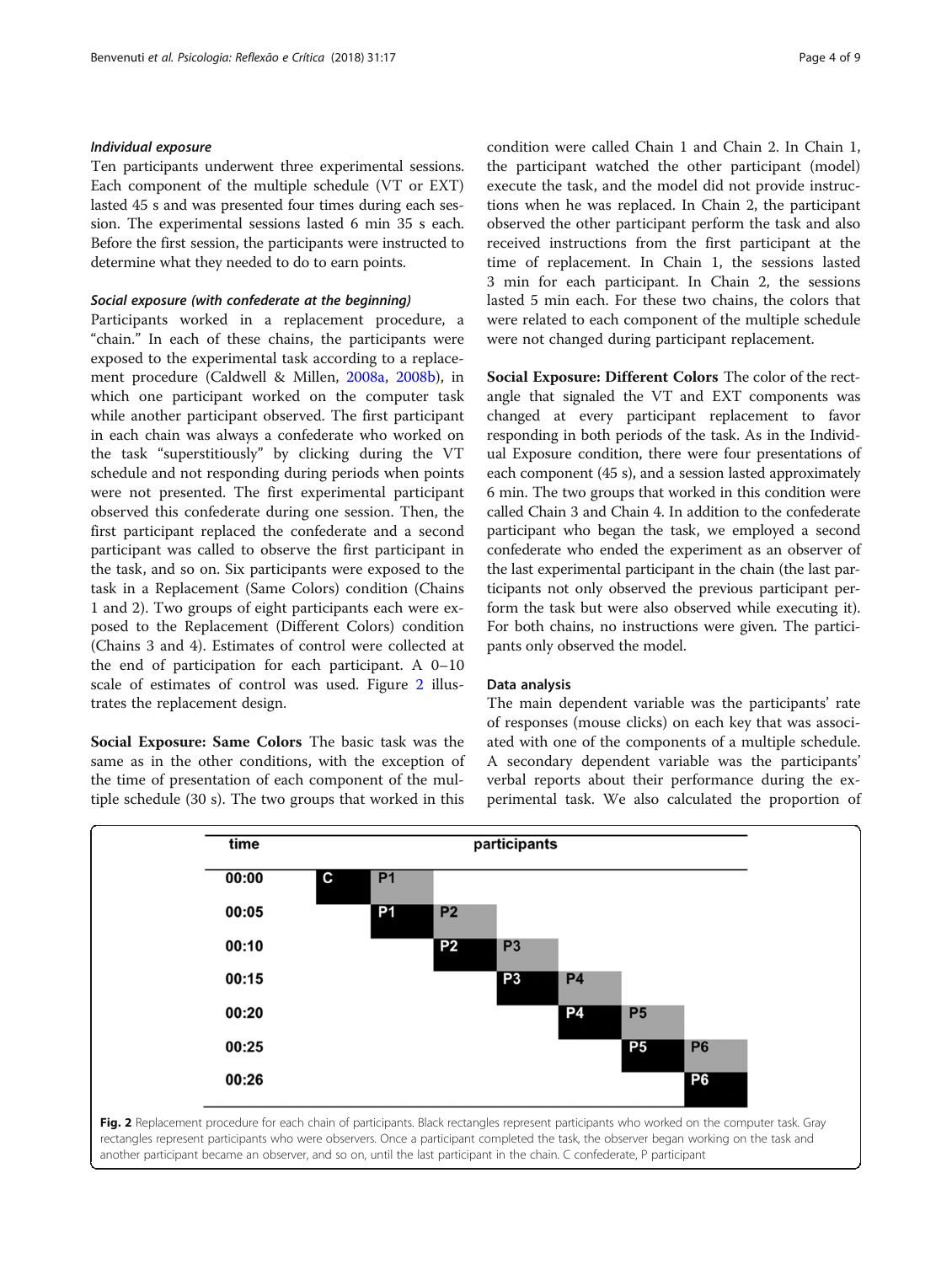### Individual exposure

Ten participants underwent three experimental sessions. Each component of the multiple schedule (VT or EXT) lasted 45 s and was presented four times during each session. The experimental sessions lasted 6 min 35 s each. Before the first session, the participants were instructed to determine what they needed to do to earn points.

### Social exposure (with confederate at the beginning)

Participants worked in a replacement procedure, a "chain." In each of these chains, the participants were exposed to the experimental task according to a replacement procedure (Caldwell & Millen, 2008a, 2008b), in which one participant worked on the computer task while another participant observed. The first participant in each chain was always a confederate who worked on the task "superstitiously" by clicking during the VT schedule and not responding during periods when points were not presented. The first experimental participant observed this confederate during one session. Then, the first participant replaced the confederate and a second participant was called to observe the first participant in the task, and so on. Six participants were exposed to the task in a Replacement (Same Colors) condition (Chains 1 and 2). Two groups of eight participants each were exposed to the Replacement (Different Colors) condition (Chains 3 and 4). Estimates of control were collected at the end of participation for each participant. A 0–10 scale of estimates of control was used. Figure 2 illustrates the replacement design.

**Social Exposure: Same Colors** The basic task was the same as in the other conditions, with the exception of the time of presentation of each component of the multiple schedule (30 s). The two groups that worked in this condition were called Chain 1 and Chain 2. In Chain 1, the participant watched the other participant (model) execute the task, and the model did not provide instructions when he was replaced. In Chain 2, the participant observed the other participant perform the task and also received instructions from the first participant at the time of replacement. In Chain 1, the sessions lasted 3 min for each participant. In Chain 2, the sessions lasted 5 min each. For these two chains, the colors that were related to each component of the multiple schedule were not changed during participant replacement.

**Social Exposure: Different Colors** The color of the rectangle that signaled the VT and EXT components was changed at every participant replacement to favor responding in both periods of the task. As in the Individual Exposure condition, there were four presentations of each component (45 s), and a session lasted approximately 6 min. The two groups that worked in this condition were called Chain 3 and Chain 4. In addition to the confederate participant who began the task, we employed a second confederate who ended the experiment as an observer of the last experimental participant in the chain (the last participants not only observed the previous participant perform the task but were also observed while executing it). For both chains, no instructions were given. The participants only observed the model.

### Data analysis

The main dependent variable was the participants' rate of responses (mouse clicks) on each key that was associated with one of the components of a multiple schedule. A secondary dependent variable was the participants' verbal reports about their performance during the experimental task. We also calculated the proportion of

| time | participants | | | | | | |
|---|---|---|---|---|---|---|---|
| 00:00 | C | P1 | | | | | |
| 00:05 | | P1 | P2 | | | | |
| 00:10 | | | P2 | P3 | | | |
| 00:15 | | | | P3 | P4 | | |
| 00:20 | | | | | P4 | P5 | |
| 00:25 | | | | | | P5 | P6 |
| 00:26 | | | | | | | P6 |

**Fig. 2** Replacement procedure for each chain of participants. Black rectangles represent participants who worked on the computer task. Gray rectangles represent participants who were observers. Once a participant completed the task, the observer began working on the task and another participant became an observer, and so on, until the last participant in the chain. C confederate, P participant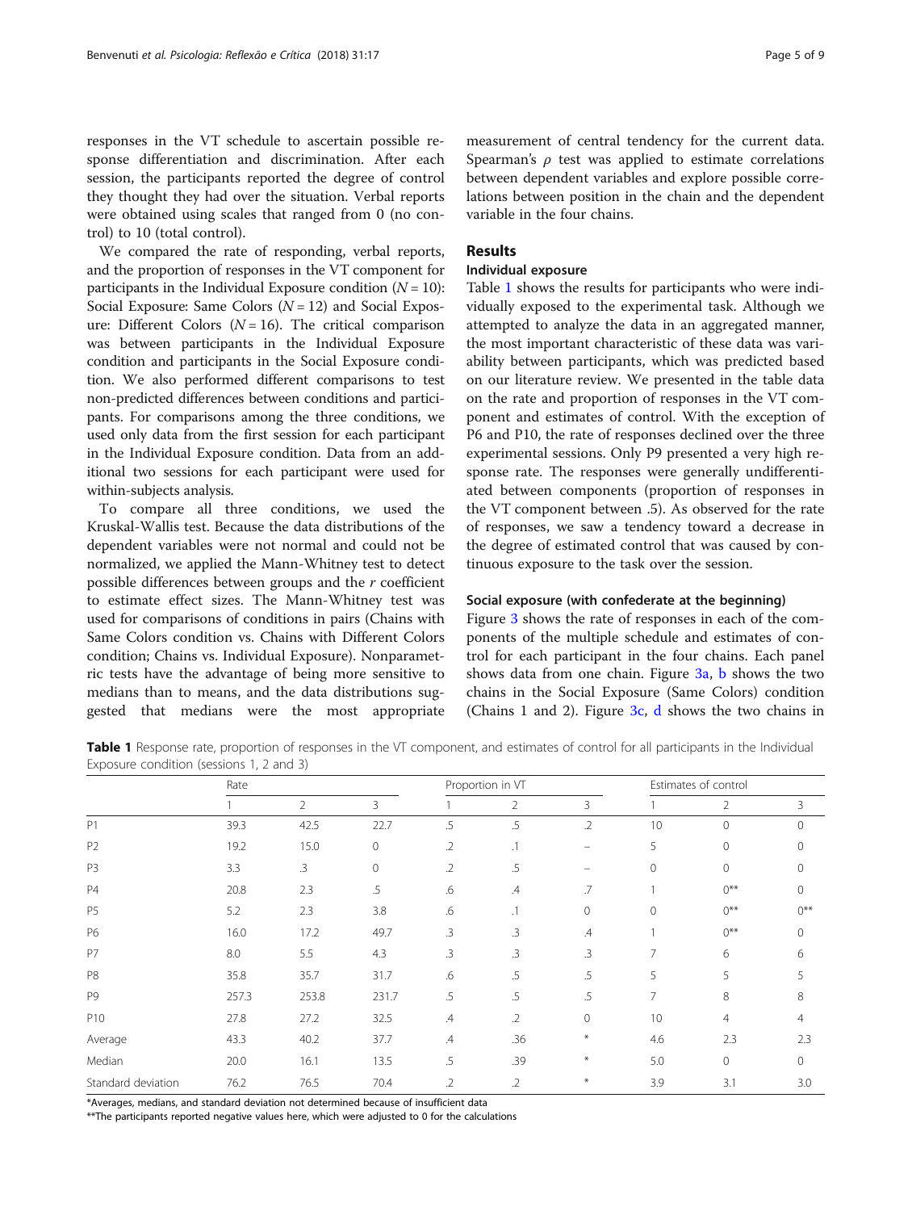responses in the VT schedule to ascertain possible response differentiation and discrimination. After each session, the participants reported the degree of control they thought they had over the situation. Verbal reports were obtained using scales that ranged from 0 (no control) to 10 (total control).

We compared the rate of responding, verbal reports, and the proportion of responses in the VT component for participants in the Individual Exposure condition ($N = 10$): Social Exposure: Same Colors ($N = 12$) and Social Exposure: Different Colors ($N = 16$). The critical comparison was between participants in the Individual Exposure condition and participants in the Social Exposure condition. We also performed different comparisons to test non-predicted differences between conditions and participants. For comparisons among the three conditions, we used only data from the first session for each participant in the Individual Exposure condition. Data from an additional two sessions for each participant were used for within-subjects analysis.

To compare all three conditions, we used the Kruskal-Wallis test. Because the data distributions of the dependent variables were not normal and could not be normalized, we applied the Mann-Whitney test to detect possible differences between groups and the *r* coefficient to estimate effect sizes. The Mann-Whitney test was used for comparisons of conditions in pairs (Chains with Same Colors condition vs. Chains with Different Colors condition; Chains vs. Individual Exposure). Nonparametric tests have the advantage of being more sensitive to medians than to means, and the data distributions suggested that medians were the most appropriate measurement of central tendency for the current data. Spearman's $\rho$ test was applied to estimate correlations between dependent variables and explore possible correlations between position in the chain and the dependent variable in the four chains.

## Results

### Individual exposure

Table 1 shows the results for participants who were individually exposed to the experimental task. Although we attempted to analyze the data in an aggregated manner, the most important characteristic of these data was variability between participants, which was predicted based on our literature review. We presented in the table data on the rate and proportion of responses in the VT component and estimates of control. With the exception of P6 and P10, the rate of responses declined over the three experimental sessions. Only P9 presented a very high response rate. The responses were generally undifferentiated between components (proportion of responses in the VT component between .5). As observed for the rate of responses, we saw a tendency toward a decrease in the degree of estimated control that was caused by continuous exposure to the task over the session.

### Social exposure (with confederate at the beginning)

Figure 3 shows the rate of responses in each of the components of the multiple schedule and estimates of control for each participant in the four chains. Each panel shows data from one chain. Figure 3a, b shows the two chains in the Social Exposure (Same Colors) condition (Chains 1 and 2). Figure 3c, d shows the two chains in

**Table 1** Response rate, proportion of responses in the VT component, and estimates of control for all participants in the Individual Exposure condition (sessions 1, 2 and 3)

| | Rate | | | Proportion in VT | | | Estimates of control | | |
|---|---|---|---|---|---|---|---|---|---|
| | 1 | 2 | 3 | 1 | 2 | 3 | 1 | 2 | 3 |
| P1 | 39.3 | 42.5 | 22.7 | .5 | .5 | .2 | 10 | 0 | 0 |
| P2 | 19.2 | 15.0 | 0 | .2 | .1 | – | 5 | 0 | 0 |
| P3 | 3.3 | .3 | 0 | .2 | .5 | – | 0 | 0 | 0 |
| P4 | 20.8 | 2.3 | .5 | .6 | .4 | .7 | 1 | 0** | 0 |
| P5 | 5.2 | 2.3 | 3.8 | .6 | .1 | 0 | 0 | 0** | 0** |
| P6 | 16.0 | 17.2 | 49.7 | .3 | .3 | .4 | 1 | 0** | 0 |
| P7 | 8.0 | 5.5 | 4.3 | .3 | .3 | .3 | 7 | 6 | 6 |
| P8 | 35.8 | 35.7 | 31.7 | .6 | .5 | .5 | 5 | 5 | 5 |
| P9 | 257.3 | 253.8 | 231.7 | .5 | .5 | .5 | 7 | 8 | 8 |
| P10 | 27.8 | 27.2 | 32.5 | .4 | .2 | 0 | 10 | 4 | 4 |
| Average | 43.3 | 40.2 | 37.7 | .4 | .36 | * | 4.6 | 2.3 | 2.3 |
| Median | 20.0 | 16.1 | 13.5 | .5 | .39 | * | 5.0 | 0 | 0 |
| Standard deviation | 76.2 | 76.5 | 70.4 | .2 | .2 | * | 3.9 | 3.1 | 3.0 |

*Averages, medians, and standard deviation not determined because of insufficient data

**The participants reported negative values here, which were adjusted to 0 for the calculations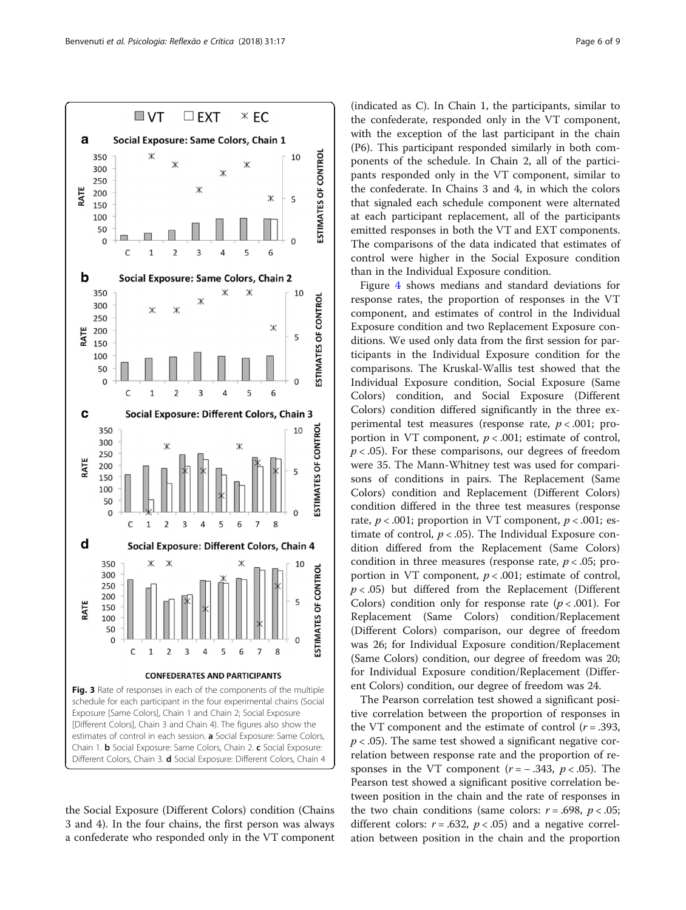Fig. 3 Rate of responses in each of the components of the multiple schedule for each participant in the four experimental chains (Social Exposure [Same Colors], Chain 1 and Chain 2; Social Exposure [Different Colors], Chain 3 and Chain 4). The figures also show the estimates of control in each session. **a** Social Exposure: Same Colors, Chain 1. **b** Social Exposure: Same Colors, Chain 2. **c** Social Exposure: Different Colors, Chain 3. **d** Social Exposure: Different Colors, Chain 4

the Social Exposure (Different Colors) condition (Chains 3 and 4). In the four chains, the first person was always a confederate who responded only in the VT component (indicated as C). In Chain 1, the participants, similar to the confederate, responded only in the VT component, with the exception of the last participant in the chain (P6). This participant responded similarly in both components of the schedule. In Chain 2, all of the participants responded only in the VT component, similar to the confederate. In Chains 3 and 4, in which the colors that signaled each schedule component were alternated at each participant replacement, all of the participants emitted responses in both the VT and EXT components. The comparisons of the data indicated that estimates of control were higher in the Social Exposure condition than in the Individual Exposure condition.

Figure 4 shows medians and standard deviations for response rates, the proportion of responses in the VT component, and estimates of control in the Individual Exposure condition and two Replacement Exposure conditions. We used only data from the first session for participants in the Individual Exposure condition for the comparisons. The Kruskal-Wallis test showed that the Individual Exposure condition, Social Exposure (Same Colors) condition, and Social Exposure (Different Colors) condition differed significantly in the three experimental test measures (response rate, $p < .001$; proportion in VT component, $p < .001$; estimate of control, $p < .05$). For these comparisons, our degrees of freedom were 35. The Mann-Whitney test was used for comparisons of conditions in pairs. The Replacement (Same Colors) condition and Replacement (Different Colors) condition differed in the three test measures (response rate, $p < .001$; proportion in VT component, $p < .001$; estimate of control, $p < .05$). The Individual Exposure condition differed from the Replacement (Same Colors) condition in three measures (response rate, $p < .05$; proportion in VT component, $p < .001$; estimate of control, $p < .05$) but differed from the Replacement (Different Colors) condition only for response rate ($p < .001$). For Replacement (Same Colors) condition/Replacement (Different Colors) comparison, our degree of freedom was 26; for Individual Exposure condition/Replacement (Same Colors) condition, our degree of freedom was 20; for Individual Exposure condition/Replacement (Different Colors) condition, our degree of freedom was 24.

The Pearson correlation test showed a significant positive correlation between the proportion of responses in the VT component and the estimate of control ($r = .393$, $p < .05$). The same test showed a significant negative correlation between response rate and the proportion of responses in the VT component ($r = -.343$, $p < .05$). The Pearson test showed a significant positive correlation between position in the chain and the rate of responses in the two chain conditions (same colors: $r = .698$, $p < .05$; different colors: $r = .632$, $p < .05$) and a negative correlation between position in the chain and the proportion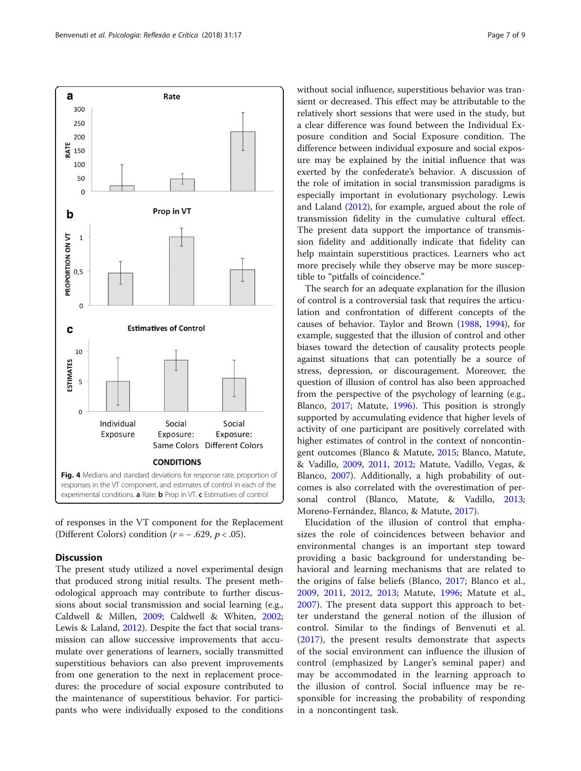Fig. 4 Medians and standard deviations for response rate, proportion of responses in the VT component, and estimates of control in each of the experimental conditions. **a** Rate. **b** Prop in VT. **c** Estimatives of control

of responses in the VT component for the Replacement (Different Colors) condition ($r = -.629$, $p < .05$).

## Discussion

The present study utilized a novel experimental design that produced strong initial results. The present methodological approach may contribute to further discussions about social transmission and social learning (e.g., Caldwell & Millen, 2009; Caldwell & Whiten, 2002; Lewis & Laland, 2012). Despite the fact that social transmission can allow successive improvements that accumulate over generations of learners, socially transmitted superstitious behaviors can also prevent improvements from one generation to the next in replacement procedures: the procedure of social exposure contributed to the maintenance of superstitious behavior. For participants who were individually exposed to the conditions without social influence, superstitious behavior was transient or decreased. This effect may be attributable to the relatively short sessions that were used in the study, but a clear difference was found between the Individual Exposure condition and Social Exposure condition. The difference between individual exposure and social exposure may be explained by the initial influence that was exerted by the confederate's behavior. A discussion of the role of imitation in social transmission paradigms is especially important in evolutionary psychology. Lewis and Laland (2012), for example, argued about the role of transmission fidelity in the cumulative cultural effect. The present data support the importance of transmission fidelity and additionally indicate that fidelity can help maintain superstitious practices. Learners who act more precisely while they observe may be more susceptible to "pitfalls of coincidence."

The search for an adequate explanation for the illusion of control is a controversial task that requires the articulation and confrontation of different concepts of the causes of behavior. Taylor and Brown (1988, 1994), for example, suggested that the illusion of control and other biases toward the detection of causality protects people against situations that can potentially be a source of stress, depression, or discouragement. Moreover, the question of illusion of control has also been approached from the perspective of the psychology of learning (e.g., Blanco, 2017; Matute, 1996). This position is strongly supported by accumulating evidence that higher levels of activity of one participant are positively correlated with higher estimates of control in the context of noncontingent outcomes (Blanco & Matute, 2015; Blanco, Matute, & Vadillo, 2009, 2011, 2012; Matute, Vadillo, Vegas, & Blanco, 2007). Additionally, a high probability of outcomes is also correlated with the overestimation of personal control (Blanco, Matute, & Vadillo, 2013; Moreno-Fernández, Blanco, & Matute, 2017).

Elucidation of the illusion of control that emphasizes the role of coincidences between behavior and environmental changes is an important step toward providing a basic background for understanding behavioral and learning mechanisms that are related to the origins of false beliefs (Blanco, 2017; Blanco et al., 2009, 2011, 2012, 2013; Matute, 1996; Matute et al., 2007). The present data support this approach to better understand the general notion of the illusion of control. Similar to the findings of Benvenuti et al. (2017), the present results demonstrate that aspects of the social environment can influence the illusion of control (emphasized by Langer's seminal paper) and may be accommodated in the learning approach to the illusion of control. Social influence may be responsible for increasing the probability of responding in a noncontingent task.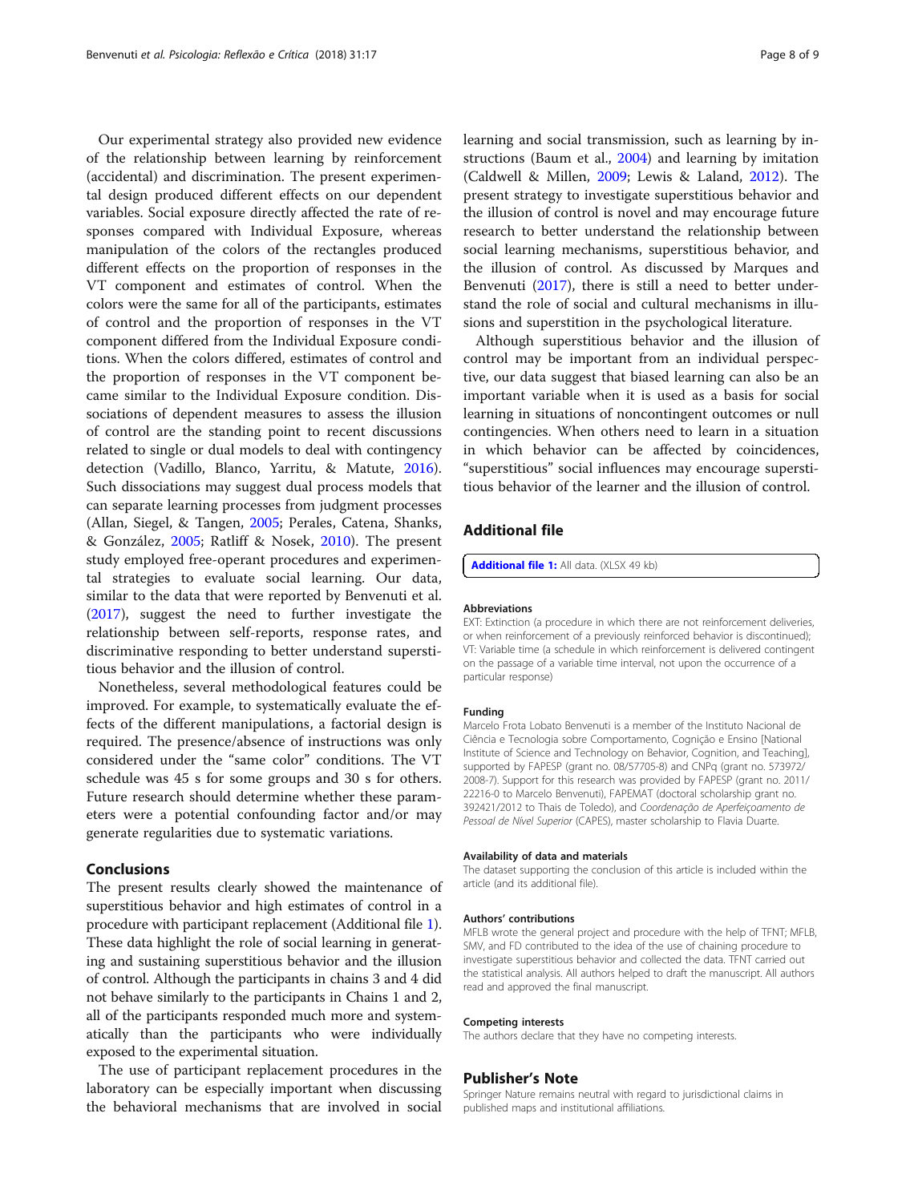Our experimental strategy also provided new evidence of the relationship between learning by reinforcement (accidental) and discrimination. The present experimental design produced different effects on our dependent variables. Social exposure directly affected the rate of responses compared with Individual Exposure, whereas manipulation of the colors of the rectangles produced different effects on the proportion of responses in the VT component and estimates of control. When the colors were the same for all of the participants, estimates of control and the proportion of responses in the VT component differed from the Individual Exposure conditions. When the colors differed, estimates of control and the proportion of responses in the VT component became similar to the Individual Exposure condition. Dissociations of dependent measures to assess the illusion of control are the standing point to recent discussions related to single or dual models to deal with contingency detection (Vadillo, Blanco, Yarritu, & Matute, 2016). Such dissociations may suggest dual process models that can separate learning processes from judgment processes (Allan, Siegel, & Tangen, 2005; Perales, Catena, Shanks, & González, 2005; Ratliff & Nosek, 2010). The present study employed free-operant procedures and experimental strategies to evaluate social learning. Our data, similar to the data that were reported by Benvenuti et al. (2017), suggest the need to further investigate the relationship between self-reports, response rates, and discriminative responding to better understand superstitious behavior and the illusion of control.

Nonetheless, several methodological features could be improved. For example, to systematically evaluate the effects of the different manipulations, a factorial design is required. The presence/absence of instructions was only considered under the "same color" conditions. The VT schedule was 45 s for some groups and 30 s for others. Future research should determine whether these parameters were a potential confounding factor and/or may generate regularities due to systematic variations.

## Conclusions

The present results clearly showed the maintenance of superstitious behavior and high estimates of control in a procedure with participant replacement (Additional file 1). These data highlight the role of social learning in generating and sustaining superstitious behavior and the illusion of control. Although the participants in chains 3 and 4 did not behave similarly to the participants in Chains 1 and 2, all of the participants responded much more and systematically than the participants who were individually exposed to the experimental situation.

The use of participant replacement procedures in the laboratory can be especially important when discussing the behavioral mechanisms that are involved in social learning and social transmission, such as learning by instructions (Baum et al., 2004) and learning by imitation (Caldwell & Millen, 2009; Lewis & Laland, 2012). The present strategy to investigate superstitious behavior and the illusion of control is novel and may encourage future research to better understand the relationship between social learning mechanisms, superstitious behavior, and the illusion of control. As discussed by Marques and Benvenuti (2017), there is still a need to better understand the role of social and cultural mechanisms in illusions and superstition in the psychological literature.

Although superstitious behavior and the illusion of control may be important from an individual perspective, our data suggest that biased learning can also be an important variable when it is used as a basis for social learning in situations of noncontingent outcomes or null contingencies. When others need to learn in a situation in which behavior can be affected by coincidences, "superstitious" social influences may encourage superstitious behavior of the learner and the illusion of control.

## Additional file

**Additional file 1:** All data. (XLSX 49 kb)

#### Abbreviations

EXT: Extinction (a procedure in which there are not reinforcement deliveries, or when reinforcement of a previously reinforced behavior is discontinued); VT: Variable time (a schedule in which reinforcement is delivered contingent on the passage of a variable time interval, not upon the occurrence of a particular response)

#### Funding

Marcelo Frota Lobato Benvenuti is a member of the Instituto Nacional de Ciência e Tecnologia sobre Comportamento, Cognição e Ensino [National Institute of Science and Technology on Behavior, Cognition, and Teaching], supported by FAPESP (grant no. 08/57705-8) and CNPq (grant no. 573972/2008-7). Support for this research was provided by FAPESP (grant no. 2011/22216-0 to Marcelo Benvenuti), FAPEMAT (doctoral scholarship grant no. 392421/2012 to Thais de Toledo), and *Coordenação de Aperfeiçoamento de Pessoal de Nível Superior* (CAPES), master scholarship to Flavia Duarte.

#### Availability of data and materials

The dataset supporting the conclusion of this article is included within the article (and its additional file).

#### Authors' contributions

MFLB wrote the general project and procedure with the help of TFNT; MFLB, SMV, and FD contributed to the idea of the use of chaining procedure to investigate superstitious behavior and collected the data. TFNT carried out the statistical analysis. All authors helped to draft the manuscript. All authors read and approved the final manuscript.

#### Competing interests

The authors declare that they have no competing interests.

## Publisher's Note

Springer Nature remains neutral with regard to jurisdictional claims in published maps and institutional affiliations.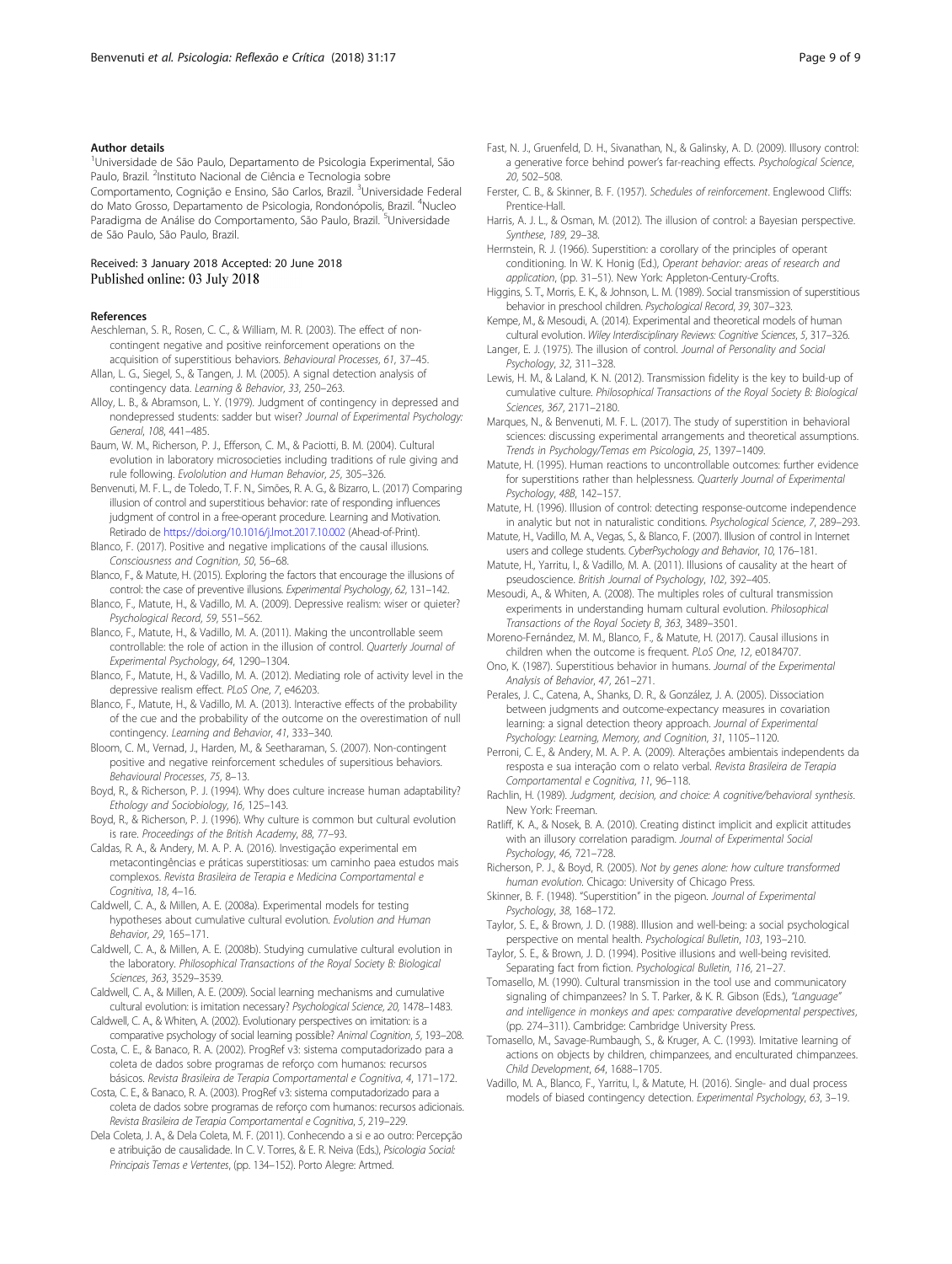#### Author details

[1]Universidade de São Paulo, Departamento de Psicologia Experimental, São Paulo, Brazil. [2]Instituto Nacional de Ciência e Tecnologia sobre Comportamento, Cognição e Ensino, São Carlos, Brazil. [3]Universidade Federal do Mato Grosso, Departamento de Psicologia, Rondonópolis, Brazil. [4]Nucleo Paradigma de Análise do Comportamento, São Paulo, Brazil. [5]Universidade de São Paulo, São Paulo, Brazil.

Received: 3 January 2018 Accepted: 20 June 2018
Published online: 03 July 2018

#### References

Aeschleman, S. R., Rosen, C. C., & William, M. R. (2003). The effect of non-contingent negative and positive reinforcement operations on the acquisition of superstitious behaviors. *Behavioural Processes*, *61*, 37–45.

Allan, L. G., Siegel, S., & Tangen, J. M. (2005). A signal detection analysis of contingency data. *Learning & Behavior*, *33*, 250–263.

Alloy, L. B., & Abramson, L. Y. (1979). Judgment of contingency in depressed and nondepressed students: sadder but wiser? *Journal of Experimental Psychology: General*, *108*, 441–485.

Baum, W. M., Richerson, P. J., Efferson, C. M., & Paciotti, B. M. (2004). Cultural evolution in laboratory microsocieties including traditions of rule giving and rule following. *Evololution and Human Behavior*, *25*, 305–326.

Benvenuti, M. F. L., de Toledo, T. F. N., Simões, R. A. G., & Bizarro, L. (2017) Comparing illusion of control and superstitious behavior: rate of responding influences judgment of control in a free-operant procedure. Learning and Motivation. Retirado de https://doi.org/10.1016/j.lmot.2017.10.002 (Ahead-of-Print).

Blanco, F. (2017). Positive and negative implications of the causal illusions. *Consciousness and Cognition*, *50*, 56–68.

Blanco, F., & Matute, H. (2015). Exploring the factors that encourage the illusions of control: the case of preventive illusions. *Experimental Psychology*, *62*, 131–142.

Blanco, F., Matute, H., & Vadillo, M. A. (2009). Depressive realism: wiser or quieter? *Psychological Record*, *59*, 551–562.

Blanco, F., Matute, H., & Vadillo, M. A. (2011). Making the uncontrollable seem controllable: the role of action in the illusion of control. *Quarterly Journal of Experimental Psychology*, *64*, 1290–1304.

Blanco, F., Matute, H., & Vadillo, M. A. (2012). Mediating role of activity level in the depressive realism effect. *PLoS One*, *7*, e46203.

Blanco, F., Matute, H., & Vadillo, M. A. (2013). Interactive effects of the probability of the cue and the probability of the outcome on the overestimation of null contingency. *Learning and Behavior*, *41*, 333–340.

Bloom, C. M., Vernad, J., Harden, M., & Seetharaman, S. (2007). Non-contingent positive and negative reinforcement schedules of supersitious behaviors. *Behavioural Processes*, *75*, 8–13.

Boyd, R., & Richerson, P. J. (1994). Why does culture increase human adaptability? *Ethology and Sociobiology*, *16*, 125–143.

Boyd, R., & Richerson, P. J. (1996). Why culture is common but cultural evolution is rare. *Proceedings of the British Academy*, *88*, 77–93.

Caldas, R. A., & Andery, M. A. P. A. (2016). Investigação experimental em metacontingências e práticas superstitiosas: um caminho paea estudos mais complexos. *Revista Brasileira de Terapia e Medicina Comportamental e Cognitiva*, *18*, 4–16.

Caldwell, C. A., & Millen, A. E. (2008a). Experimental models for testing hypotheses about cumulative cultural evolution. *Evolution and Human Behavior*, *29*, 165–171.

Caldwell, C. A., & Millen, A. E. (2008b). Studying cumulative cultural evolution in the laboratory. *Philosophical Transactions of the Royal Society B: Biological Sciences*, *363*, 3529–3539.

Caldwell, C. A., & Millen, A. E. (2009). Social learning mechanisms and cumulative cultural evolution: is imitation necessary? *Psychological Science*, *20*, 1478–1483.

Caldwell, C. A., & Whiten, A. (2002). Evolutionary perspectives on imitation: is a comparative psychology of social learning possible? *Animal Cognition*, *5*, 193–208.

Costa, C. E., & Banaco, R. A. (2002). ProgRef v3: sistema computadorizado para a coleta de dados sobre programas de reforço com humanos: recursos básicos. *Revista Brasileira de Terapia Comportamental e Cognitiva*, *4*, 171–172.

Costa, C. E., & Banaco, R. A. (2003). ProgRef v3: sistema computadorizado para a coleta de dados sobre programas de reforço com humanos: recursos adicionais. *Revista Brasileira de Terapia Comportamental e Cognitiva*, *5*, 219–229.

Dela Coleta, J. A., & Dela Coleta, M. F. (2011). Conhecendo a si e ao outro: Percepção e atribuição de causalidade. In C. V. Torres, & E. R. Neiva (Eds.), *Psicologia Social: Principais Temas e Vertentes*, (pp. 134–152). Porto Alegre: Artmed.

Fast, N. J., Gruenfeld, D. H., Sivanathan, N., & Galinsky, A. D. (2009). Illusory control: a generative force behind power's far-reaching effects. *Psychological Science*, *20*, 502–508.

Ferster, C. B., & Skinner, B. F. (1957). *Schedules of reinforcement*. Englewood Cliffs: Prentice-Hall.

Harris, A. J. L., & Osman, M. (2012). The illusion of control: a Bayesian perspective. *Synthese*, *189*, 29–38.

Herrnstein, R. J. (1966). Superstition: a corollary of the principles of operant conditioning. In W. K. Honig (Ed.), *Operant behavior: areas of research and application*, (pp. 31–51). New York: Appleton-Century-Crofts.

Higgins, S. T., Morris, E. K., & Johnson, L. M. (1989). Social transmission of superstitious behavior in preschool children. *Psychological Record*, *39*, 307–323.

Kempe, M., & Mesoudi, A. (2014). Experimental and theoretical models of human cultural evolution. *Wiley Interdisciplinary Reviews: Cognitive Sciences*, *5*, 317–326.

Langer, E. J. (1975). The illusion of control. *Journal of Personality and Social Psychology*, *32*, 311–328.

Lewis, H. M., & Laland, K. N. (2012). Transmission fidelity is the key to build-up of cumulative culture. *Philosophical Transactions of the Royal Society B: Biological Sciences*, *367*, 2171–2180.

Marques, N., & Benvenuti, M. F. L. (2017). The study of superstition in behavioral sciences: discussing experimental arrangements and theoretical assumptions. *Trends in Psychology/Temas em Psicologia*, *25*, 1397–1409.

Matute, H. (1995). Human reactions to uncontrollable outcomes: further evidence for superstitions rather than helplessness. *Quarterly Journal of Experimental Psychology*, *48B*, 142–157.

Matute, H. (1996). Illusion of control: detecting response-outcome independence in analytic but not in naturalistic conditions. *Psychological Science*, *7*, 289–293.

Matute, H., Vadillo, M. A., Vegas, S., & Blanco, F. (2007). Illusion of control in Internet users and college students. *CyberPsychology and Behavior*, *10*, 176–181.

Matute, H., Yarritu, I., & Vadillo, M. A. (2011). Illusions of causality at the heart of pseudoscience. *British Journal of Psychology*, *102*, 392–405.

Mesoudi, A., & Whiten, A. (2008). The multiples roles of cultural transmission experiments in understanding humam cultural evolution. *Philosophical Transactions of the Royal Society B*, *363*, 3489–3501.

Moreno-Fernández, M. M., Blanco, F., & Matute, H. (2017). Causal illusions in children when the outcome is frequent. *PLoS One*, *12*, e0184707.

Ono, K. (1987). Superstitious behavior in humans. *Journal of the Experimental Analysis of Behavior*, *47*, 261–271.

Perales, J. C., Catena, A., Shanks, D. R., & González, J. A. (2005). Dissociation between judgments and outcome-expectancy measures in covariation learning: a signal detection theory approach. *Journal of Experimental Psychology: Learning, Memory, and Cognition*, *31*, 1105–1120.

Perroni, C. E., & Andery, M. A. P. A. (2009). Alterações ambientais independents da resposta e sua interação com o relato verbal. *Revista Brasileira de Terapia Comportamental e Cognitiva*, *11*, 96–118.

Rachlin, H. (1989). *Judgment, decision, and choice: A cognitive/behavioral synthesis*. New York: Freeman.

Ratliff, K. A., & Nosek, B. A. (2010). Creating distinct implicit and explicit attitudes with an illusory correlation paradigm. *Journal of Experimental Social Psychology*, *46*, 721–728.

Richerson, P. J., & Boyd, R. (2005). *Not by genes alone: how culture transformed human evolution*. Chicago: University of Chicago Press.

Skinner, B. F. (1948). "Superstition" in the pigeon. *Journal of Experimental Psychology*, *38*, 168–172.

Taylor, S. E., & Brown, J. D. (1988). Illusion and well-being: a social psychological perspective on mental health. *Psychological Bulletin*, *103*, 193–210.

Taylor, S. E., & Brown, J. D. (1994). Positive illusions and well-being revisited. Separating fact from fiction. *Psychological Bulletin*, *116*, 21–27.

Tomasello, M. (1990). Cultural transmission in the tool use and communicatory signaling of chimpanzees? In S. T. Parker, & K. R. Gibson (Eds.), *"Language" and intelligence in monkeys and apes: comparative developmental perspectives*, (pp. 274–311). Cambridge: Cambridge University Press.

Tomasello, M., Savage-Rumbaugh, S., & Kruger, A. C. (1993). Imitative learning of actions on objects by children, chimpanzees, and enculturated chimpanzees. *Child Development*, *64*, 1688–1705.

Vadillo, M. A., Blanco, F., Yarritu, I., & Matute, H. (2016). Single- and dual process models of biased contingency detection. *Experimental Psychology*, *63*, 3–19.